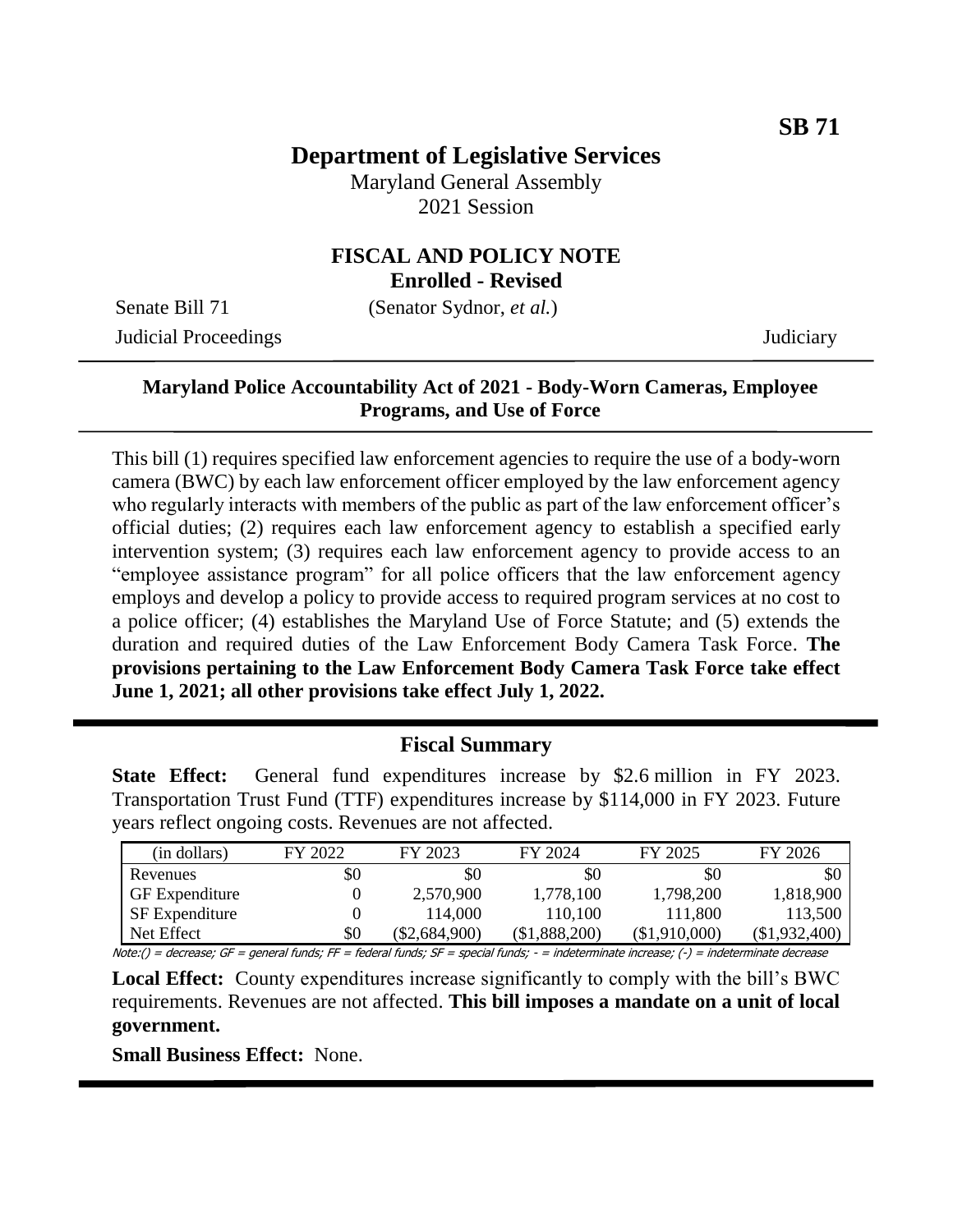**SB 71**

# Department of Legislative Services

Maryland General Assembly
2021 Session

## FISCAL AND POLICY NOTE

**Enrolled - Revised**

Senate Bill 71 (Senator Sydnor, *et al.*)

Judicial Proceedings Judiciary

**Maryland Police Accountability Act of 2021 - Body-Worn Cameras, Employee Programs, and Use of Force**

This bill (1) requires specified law enforcement agencies to require the use of a body-worn camera (BWC) by each law enforcement officer employed by the law enforcement agency who regularly interacts with members of the public as part of the law enforcement officer's official duties; (2) requires each law enforcement agency to establish a specified early intervention system; (3) requires each law enforcement agency to provide access to an "employee assistance program" for all police officers that the law enforcement agency employs and develop a policy to provide access to required program services at no cost to a police officer; (4) establishes the Maryland Use of Force Statute; and (5) extends the duration and required duties of the Law Enforcement Body Camera Task Force. **The provisions pertaining to the Law Enforcement Body Camera Task Force take effect June 1, 2021; all other provisions take effect July 1, 2022.**

## Fiscal Summary

**State Effect:** General fund expenditures increase by $2.6 million in FY 2023. Transportation Trust Fund (TTF) expenditures increase by $114,000 in FY 2023. Future years reflect ongoing costs. Revenues are not affected.

| (in dollars) | FY 2022 | FY 2023 | FY 2024 | FY 2025 | FY 2026 |
|---|---|---|---|---|---|
| Revenues | $0 | $0 | $0 | $0 | $0 |
| GF Expenditure | 0 | 2,570,900 | 1,778,100 | 1,798,200 | 1,818,900 |
| SF Expenditure | 0 | 114,000 | 110,100 | 111,800 | 113,500 |
| Net Effect | $0 | ($2,684,900) | ($1,888,200) | ($1,910,000) | ($1,932,400) |

Note:() = decrease; GF = general funds; FF = federal funds; SF = special funds; - = indeterminate increase; (-) = indeterminate decrease

**Local Effect:** County expenditures increase significantly to comply with the bill's BWC requirements. Revenues are not affected. **This bill imposes a mandate on a unit of local government.**

**Small Business Effect:** None.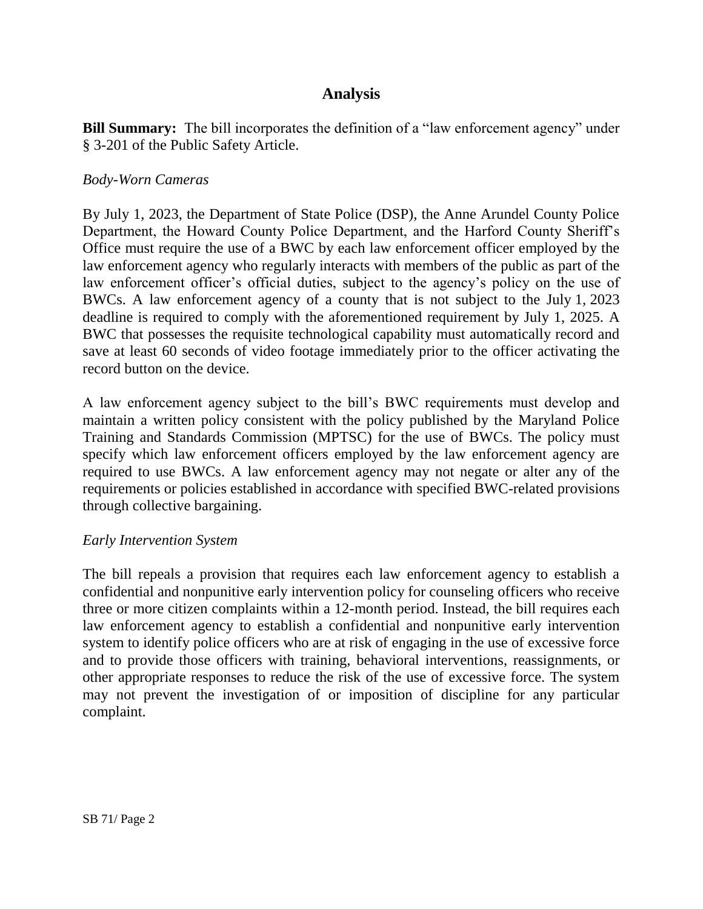## Analysis

**Bill Summary:** The bill incorporates the definition of a "law enforcement agency" under § 3-201 of the Public Safety Article.

*Body-Worn Cameras*

By July 1, 2023, the Department of State Police (DSP), the Anne Arundel County Police Department, the Howard County Police Department, and the Harford County Sheriff's Office must require the use of a BWC by each law enforcement officer employed by the law enforcement agency who regularly interacts with members of the public as part of the law enforcement officer's official duties, subject to the agency's policy on the use of BWCs. A law enforcement agency of a county that is not subject to the July 1, 2023 deadline is required to comply with the aforementioned requirement by July 1, 2025. A BWC that possesses the requisite technological capability must automatically record and save at least 60 seconds of video footage immediately prior to the officer activating the record button on the device.

A law enforcement agency subject to the bill's BWC requirements must develop and maintain a written policy consistent with the policy published by the Maryland Police Training and Standards Commission (MPTSC) for the use of BWCs. The policy must specify which law enforcement officers employed by the law enforcement agency are required to use BWCs. A law enforcement agency may not negate or alter any of the requirements or policies established in accordance with specified BWC-related provisions through collective bargaining.

*Early Intervention System*

The bill repeals a provision that requires each law enforcement agency to establish a confidential and nonpunitive early intervention policy for counseling officers who receive three or more citizen complaints within a 12-month period. Instead, the bill requires each law enforcement agency to establish a confidential and nonpunitive early intervention system to identify police officers who are at risk of engaging in the use of excessive force and to provide those officers with training, behavioral interventions, reassignments, or other appropriate responses to reduce the risk of the use of excessive force. The system may not prevent the investigation of or imposition of discipline for any particular complaint.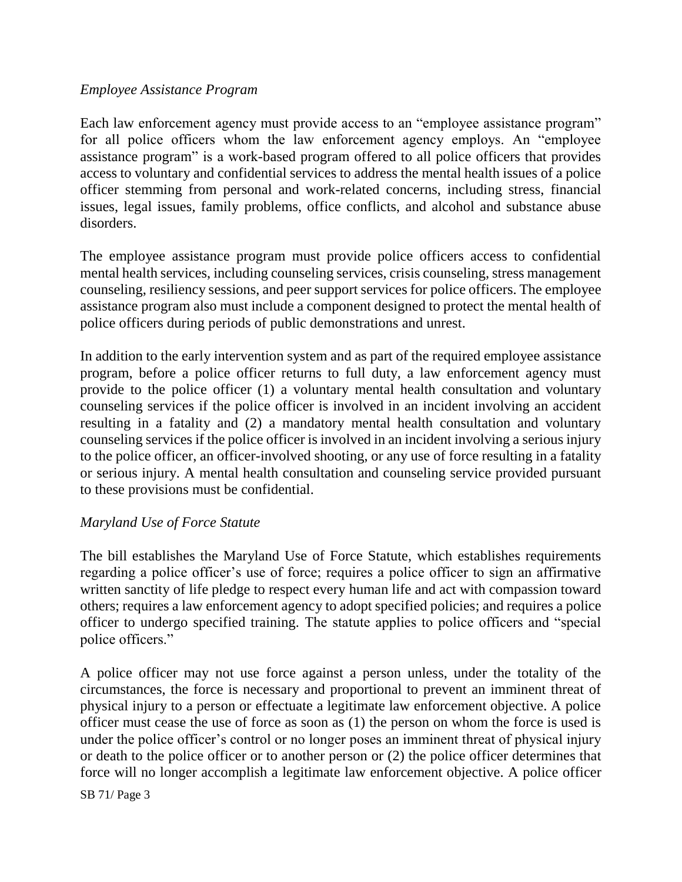*Employee Assistance Program*

Each law enforcement agency must provide access to an "employee assistance program" for all police officers whom the law enforcement agency employs. An "employee assistance program" is a work-based program offered to all police officers that provides access to voluntary and confidential services to address the mental health issues of a police officer stemming from personal and work-related concerns, including stress, financial issues, legal issues, family problems, office conflicts, and alcohol and substance abuse disorders.

The employee assistance program must provide police officers access to confidential mental health services, including counseling services, crisis counseling, stress management counseling, resiliency sessions, and peer support services for police officers. The employee assistance program also must include a component designed to protect the mental health of police officers during periods of public demonstrations and unrest.

In addition to the early intervention system and as part of the required employee assistance program, before a police officer returns to full duty, a law enforcement agency must provide to the police officer (1) a voluntary mental health consultation and voluntary counseling services if the police officer is involved in an incident involving an accident resulting in a fatality and (2) a mandatory mental health consultation and voluntary counseling services if the police officer is involved in an incident involving a serious injury to the police officer, an officer-involved shooting, or any use of force resulting in a fatality or serious injury. A mental health consultation and counseling service provided pursuant to these provisions must be confidential.

*Maryland Use of Force Statute*

The bill establishes the Maryland Use of Force Statute, which establishes requirements regarding a police officer's use of force; requires a police officer to sign an affirmative written sanctity of life pledge to respect every human life and act with compassion toward others; requires a law enforcement agency to adopt specified policies; and requires a police officer to undergo specified training. The statute applies to police officers and "special police officers."

A police officer may not use force against a person unless, under the totality of the circumstances, the force is necessary and proportional to prevent an imminent threat of physical injury to a person or effectuate a legitimate law enforcement objective. A police officer must cease the use of force as soon as (1) the person on whom the force is used is under the police officer's control or no longer poses an imminent threat of physical injury or death to the police officer or to another person or (2) the police officer determines that force will no longer accomplish a legitimate law enforcement objective. A police officer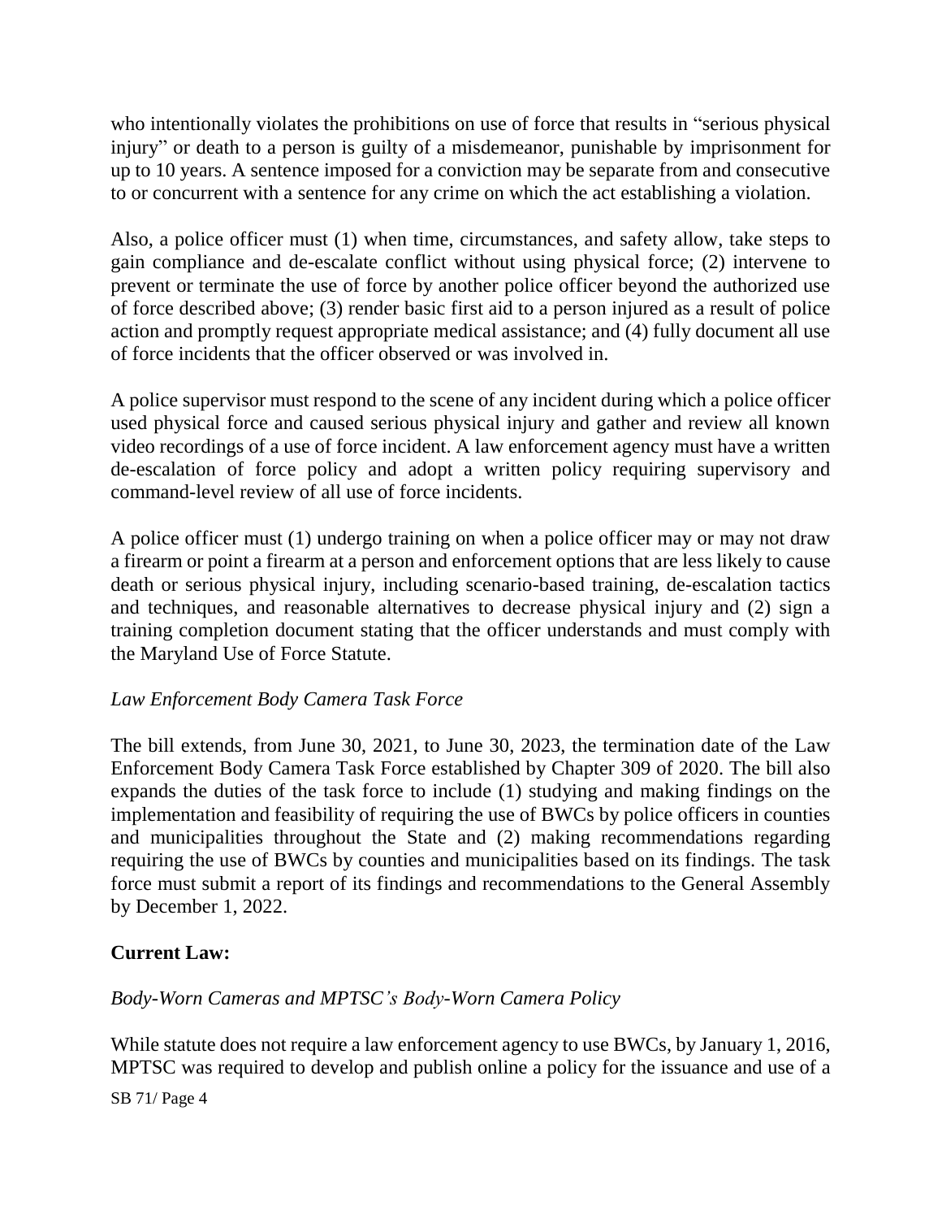who intentionally violates the prohibitions on use of force that results in "serious physical injury" or death to a person is guilty of a misdemeanor, punishable by imprisonment for up to 10 years. A sentence imposed for a conviction may be separate from and consecutive to or concurrent with a sentence for any crime on which the act establishing a violation.

Also, a police officer must (1) when time, circumstances, and safety allow, take steps to gain compliance and de-escalate conflict without using physical force; (2) intervene to prevent or terminate the use of force by another police officer beyond the authorized use of force described above; (3) render basic first aid to a person injured as a result of police action and promptly request appropriate medical assistance; and (4) fully document all use of force incidents that the officer observed or was involved in.

A police supervisor must respond to the scene of any incident during which a police officer used physical force and caused serious physical injury and gather and review all known video recordings of a use of force incident. A law enforcement agency must have a written de-escalation of force policy and adopt a written policy requiring supervisory and command-level review of all use of force incidents.

A police officer must (1) undergo training on when a police officer may or may not draw a firearm or point a firearm at a person and enforcement options that are less likely to cause death or serious physical injury, including scenario-based training, de-escalation tactics and techniques, and reasonable alternatives to decrease physical injury and (2) sign a training completion document stating that the officer understands and must comply with the Maryland Use of Force Statute.

*Law Enforcement Body Camera Task Force*

The bill extends, from June 30, 2021, to June 30, 2023, the termination date of the Law Enforcement Body Camera Task Force established by Chapter 309 of 2020. The bill also expands the duties of the task force to include (1) studying and making findings on the implementation and feasibility of requiring the use of BWCs by police officers in counties and municipalities throughout the State and (2) making recommendations regarding requiring the use of BWCs by counties and municipalities based on its findings. The task force must submit a report of its findings and recommendations to the General Assembly by December 1, 2022.

**Current Law:**

*Body-Worn Cameras and MPTSC's Body-Worn Camera Policy*

While statute does not require a law enforcement agency to use BWCs, by January 1, 2016, MPTSC was required to develop and publish online a policy for the issuance and use of a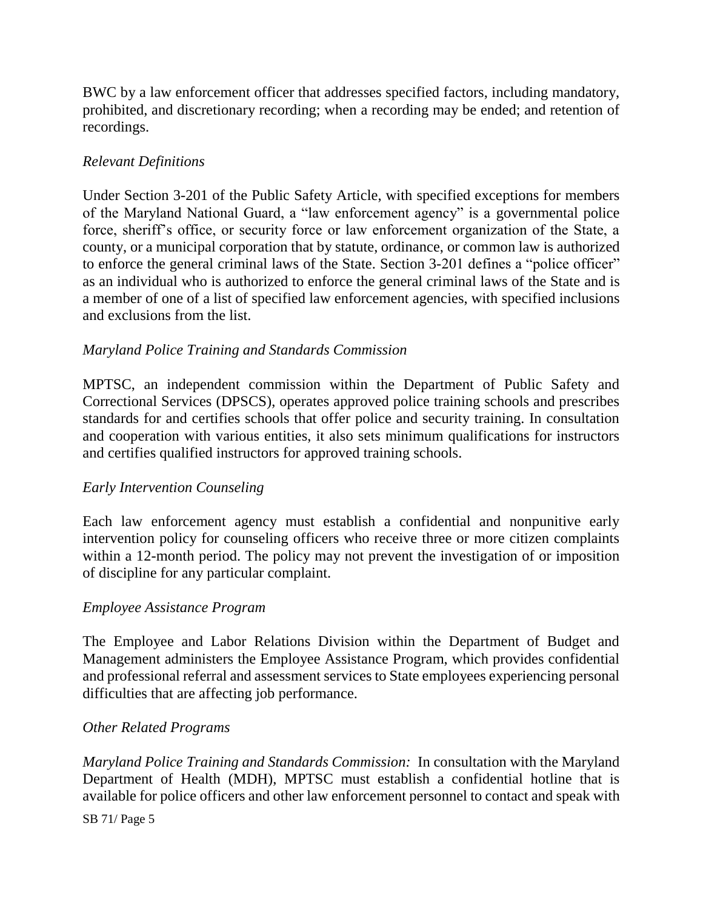BWC by a law enforcement officer that addresses specified factors, including mandatory, prohibited, and discretionary recording; when a recording may be ended; and retention of recordings.

*Relevant Definitions*

Under Section 3-201 of the Public Safety Article, with specified exceptions for members of the Maryland National Guard, a "law enforcement agency" is a governmental police force, sheriff's office, or security force or law enforcement organization of the State, a county, or a municipal corporation that by statute, ordinance, or common law is authorized to enforce the general criminal laws of the State. Section 3-201 defines a "police officer" as an individual who is authorized to enforce the general criminal laws of the State and is a member of one of a list of specified law enforcement agencies, with specified inclusions and exclusions from the list.

*Maryland Police Training and Standards Commission*

MPTSC, an independent commission within the Department of Public Safety and Correctional Services (DPSCS), operates approved police training schools and prescribes standards for and certifies schools that offer police and security training. In consultation and cooperation with various entities, it also sets minimum qualifications for instructors and certifies qualified instructors for approved training schools.

*Early Intervention Counseling*

Each law enforcement agency must establish a confidential and nonpunitive early intervention policy for counseling officers who receive three or more citizen complaints within a 12-month period. The policy may not prevent the investigation of or imposition of discipline for any particular complaint.

*Employee Assistance Program*

The Employee and Labor Relations Division within the Department of Budget and Management administers the Employee Assistance Program, which provides confidential and professional referral and assessment services to State employees experiencing personal difficulties that are affecting job performance.

*Other Related Programs*

*Maryland Police Training and Standards Commission:* In consultation with the Maryland Department of Health (MDH), MPTSC must establish a confidential hotline that is available for police officers and other law enforcement personnel to contact and speak with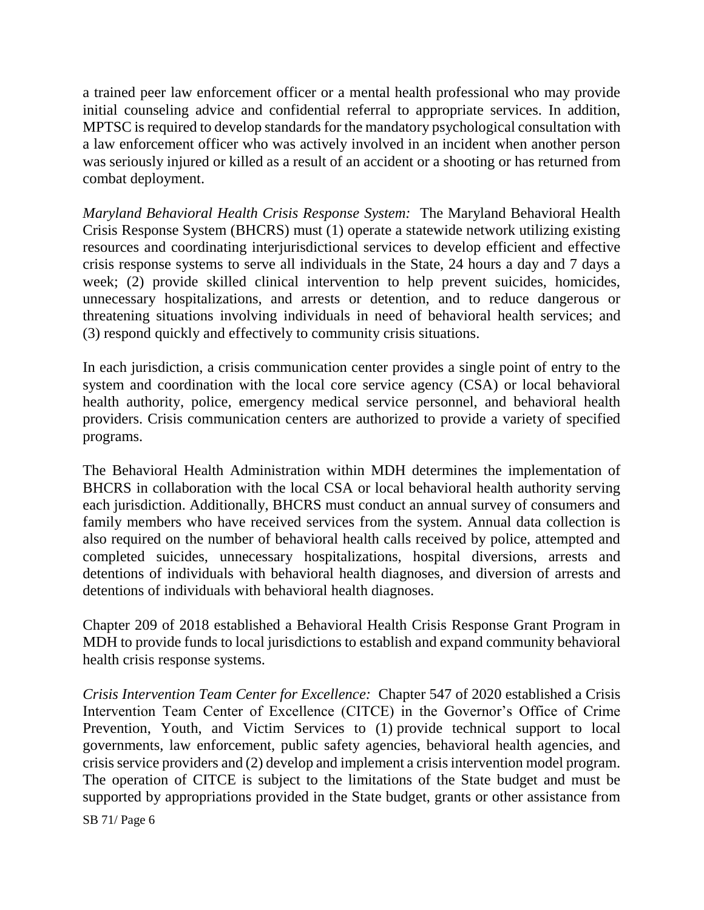a trained peer law enforcement officer or a mental health professional who may provide initial counseling advice and confidential referral to appropriate services. In addition, MPTSC is required to develop standards for the mandatory psychological consultation with a law enforcement officer who was actively involved in an incident when another person was seriously injured or killed as a result of an accident or a shooting or has returned from combat deployment.

*Maryland Behavioral Health Crisis Response System:* The Maryland Behavioral Health Crisis Response System (BHCRS) must (1) operate a statewide network utilizing existing resources and coordinating interjurisdictional services to develop efficient and effective crisis response systems to serve all individuals in the State, 24 hours a day and 7 days a week; (2) provide skilled clinical intervention to help prevent suicides, homicides, unnecessary hospitalizations, and arrests or detention, and to reduce dangerous or threatening situations involving individuals in need of behavioral health services; and (3) respond quickly and effectively to community crisis situations.

In each jurisdiction, a crisis communication center provides a single point of entry to the system and coordination with the local core service agency (CSA) or local behavioral health authority, police, emergency medical service personnel, and behavioral health providers. Crisis communication centers are authorized to provide a variety of specified programs.

The Behavioral Health Administration within MDH determines the implementation of BHCRS in collaboration with the local CSA or local behavioral health authority serving each jurisdiction. Additionally, BHCRS must conduct an annual survey of consumers and family members who have received services from the system. Annual data collection is also required on the number of behavioral health calls received by police, attempted and completed suicides, unnecessary hospitalizations, hospital diversions, arrests and detentions of individuals with behavioral health diagnoses, and diversion of arrests and detentions of individuals with behavioral health diagnoses.

Chapter 209 of 2018 established a Behavioral Health Crisis Response Grant Program in MDH to provide funds to local jurisdictions to establish and expand community behavioral health crisis response systems.

*Crisis Intervention Team Center for Excellence:* Chapter 547 of 2020 established a Crisis Intervention Team Center of Excellence (CITCE) in the Governor's Office of Crime Prevention, Youth, and Victim Services to (1) provide technical support to local governments, law enforcement, public safety agencies, behavioral health agencies, and crisis service providers and (2) develop and implement a crisis intervention model program. The operation of CITCE is subject to the limitations of the State budget and must be supported by appropriations provided in the State budget, grants or other assistance from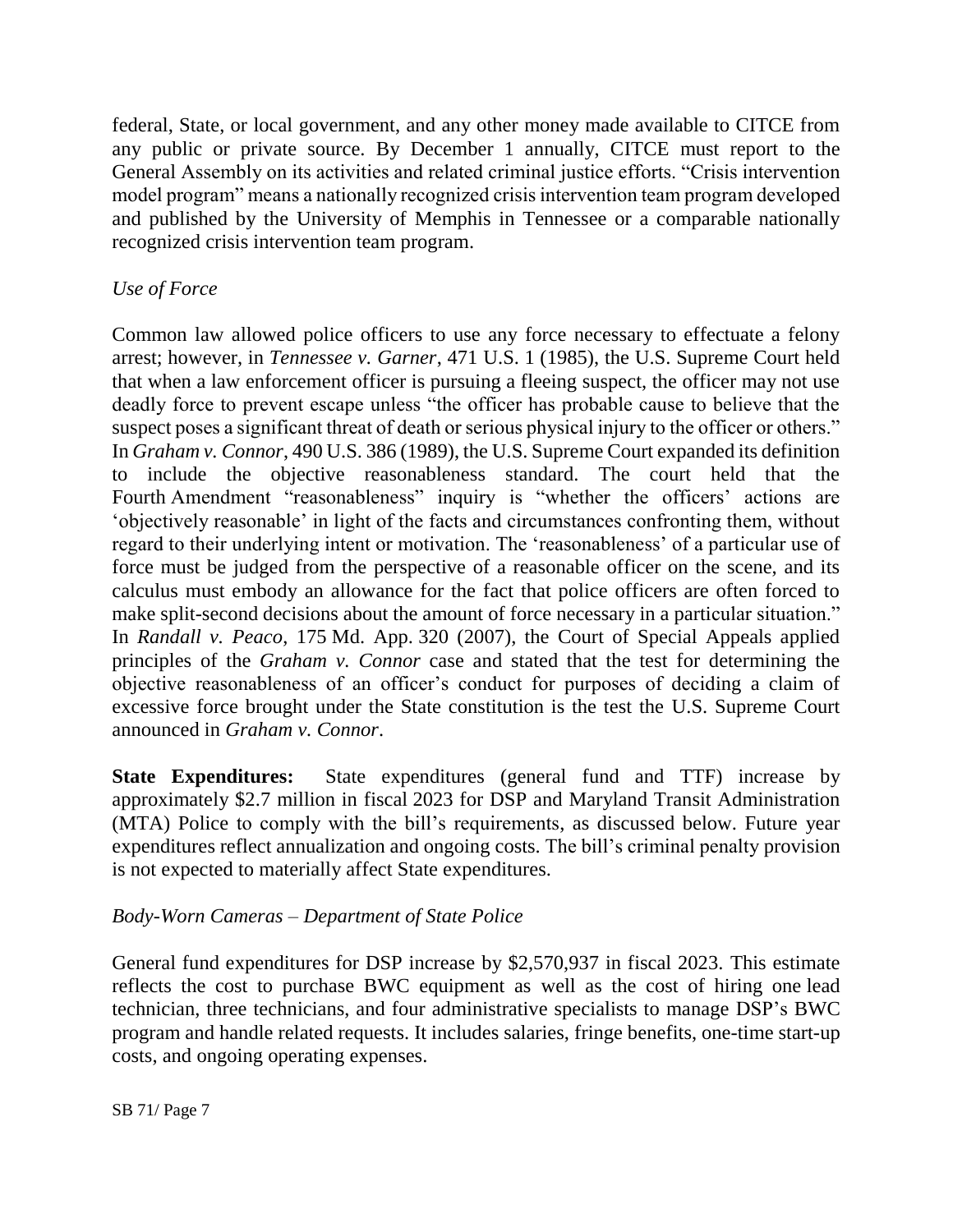federal, State, or local government, and any other money made available to CITCE from any public or private source. By December 1 annually, CITCE must report to the General Assembly on its activities and related criminal justice efforts. "Crisis intervention model program" means a nationally recognized crisis intervention team program developed and published by the University of Memphis in Tennessee or a comparable nationally recognized crisis intervention team program.

*Use of Force*

Common law allowed police officers to use any force necessary to effectuate a felony arrest; however, in *Tennessee v. Garner*, 471 U.S. 1 (1985), the U.S. Supreme Court held that when a law enforcement officer is pursuing a fleeing suspect, the officer may not use deadly force to prevent escape unless "the officer has probable cause to believe that the suspect poses a significant threat of death or serious physical injury to the officer or others." In *Graham v. Connor*, 490 U.S. 386 (1989), the U.S. Supreme Court expanded its definition to include the objective reasonableness standard. The court held that the Fourth Amendment "reasonableness" inquiry is "whether the officers' actions are 'objectively reasonable' in light of the facts and circumstances confronting them, without regard to their underlying intent or motivation. The 'reasonableness' of a particular use of force must be judged from the perspective of a reasonable officer on the scene, and its calculus must embody an allowance for the fact that police officers are often forced to make split-second decisions about the amount of force necessary in a particular situation." In *Randall v. Peaco*, 175 Md. App. 320 (2007), the Court of Special Appeals applied principles of the *Graham v. Connor* case and stated that the test for determining the objective reasonableness of an officer's conduct for purposes of deciding a claim of excessive force brought under the State constitution is the test the U.S. Supreme Court announced in *Graham v. Connor*.

**State Expenditures:** State expenditures (general fund and TTF) increase by approximately $2.7 million in fiscal 2023 for DSP and Maryland Transit Administration (MTA) Police to comply with the bill's requirements, as discussed below. Future year expenditures reflect annualization and ongoing costs. The bill's criminal penalty provision is not expected to materially affect State expenditures.

*Body-Worn Cameras – Department of State Police*

General fund expenditures for DSP increase by $2,570,937 in fiscal 2023. This estimate reflects the cost to purchase BWC equipment as well as the cost of hiring one lead technician, three technicians, and four administrative specialists to manage DSP's BWC program and handle related requests. It includes salaries, fringe benefits, one-time start-up costs, and ongoing operating expenses.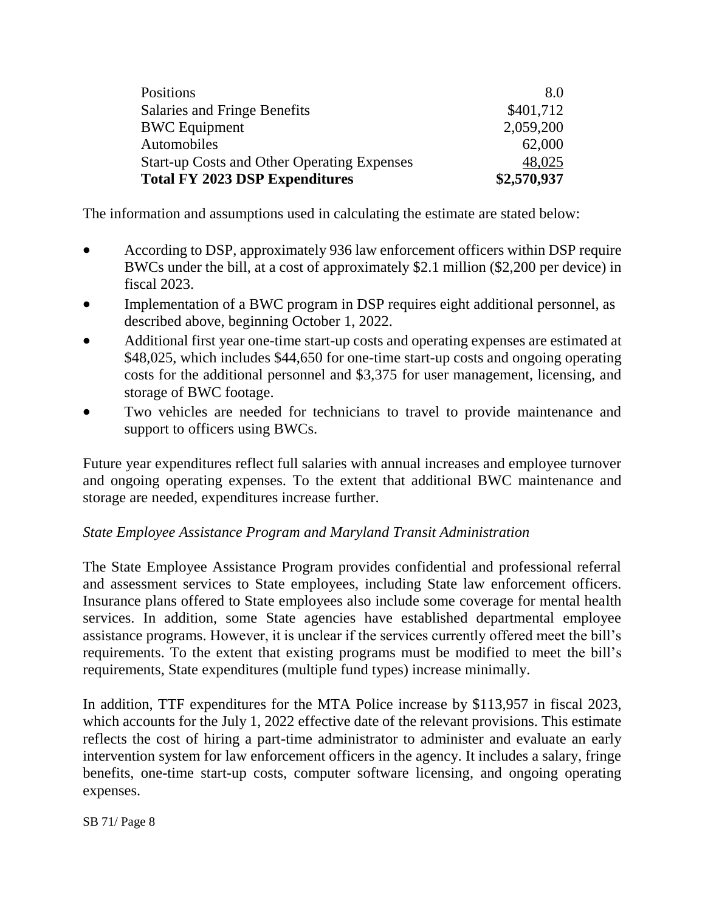| | |
|---|---:|
| Positions | 8.0 |
| Salaries and Fringe Benefits | $401,712 |
| BWC Equipment | 2,059,200 |
| Automobiles | 62,000 |
| Start-up Costs and Other Operating Expenses | 48,025 |
| **Total FY 2023 DSP Expenditures** | **$2,570,937** |

The information and assumptions used in calculating the estimate are stated below:

- According to DSP, approximately 936 law enforcement officers within DSP require BWCs under the bill, at a cost of approximately $2.1 million ($2,200 per device) in fiscal 2023.
- Implementation of a BWC program in DSP requires eight additional personnel, as described above, beginning October 1, 2022.
- Additional first year one-time start-up costs and operating expenses are estimated at $48,025, which includes $44,650 for one-time start-up costs and ongoing operating costs for the additional personnel and $3,375 for user management, licensing, and storage of BWC footage.
- Two vehicles are needed for technicians to travel to provide maintenance and support to officers using BWCs.

Future year expenditures reflect full salaries with annual increases and employee turnover and ongoing operating expenses. To the extent that additional BWC maintenance and storage are needed, expenditures increase further.

*State Employee Assistance Program and Maryland Transit Administration*

The State Employee Assistance Program provides confidential and professional referral and assessment services to State employees, including State law enforcement officers. Insurance plans offered to State employees also include some coverage for mental health services. In addition, some State agencies have established departmental employee assistance programs. However, it is unclear if the services currently offered meet the bill's requirements. To the extent that existing programs must be modified to meet the bill's requirements, State expenditures (multiple fund types) increase minimally.

In addition, TTF expenditures for the MTA Police increase by $113,957 in fiscal 2023, which accounts for the July 1, 2022 effective date of the relevant provisions. This estimate reflects the cost of hiring a part-time administrator to administer and evaluate an early intervention system for law enforcement officers in the agency. It includes a salary, fringe benefits, one-time start-up costs, computer software licensing, and ongoing operating expenses.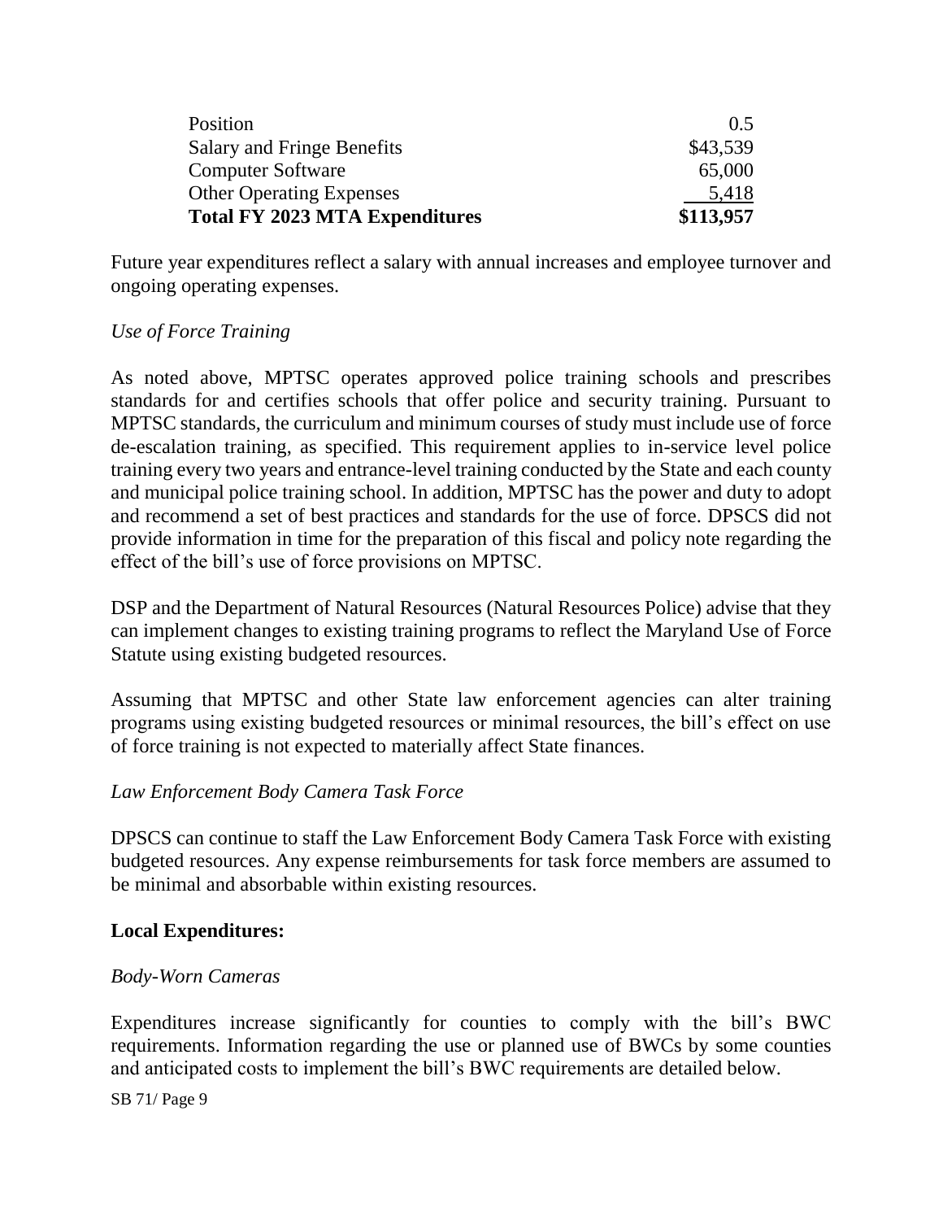| | |
|---|---|
| Position | 0.5 |
| Salary and Fringe Benefits | $43,539 |
| Computer Software | 65,000 |
| Other Operating Expenses | 5,418 |
| **Total FY 2023 MTA Expenditures** | **$113,957** |

Future year expenditures reflect a salary with annual increases and employee turnover and ongoing operating expenses.

*Use of Force Training*

As noted above, MPTSC operates approved police training schools and prescribes standards for and certifies schools that offer police and security training. Pursuant to MPTSC standards, the curriculum and minimum courses of study must include use of force de-escalation training, as specified. This requirement applies to in-service level police training every two years and entrance-level training conducted by the State and each county and municipal police training school. In addition, MPTSC has the power and duty to adopt and recommend a set of best practices and standards for the use of force. DPSCS did not provide information in time for the preparation of this fiscal and policy note regarding the effect of the bill's use of force provisions on MPTSC.

DSP and the Department of Natural Resources (Natural Resources Police) advise that they can implement changes to existing training programs to reflect the Maryland Use of Force Statute using existing budgeted resources.

Assuming that MPTSC and other State law enforcement agencies can alter training programs using existing budgeted resources or minimal resources, the bill's effect on use of force training is not expected to materially affect State finances.

*Law Enforcement Body Camera Task Force*

DPSCS can continue to staff the Law Enforcement Body Camera Task Force with existing budgeted resources. Any expense reimbursements for task force members are assumed to be minimal and absorbable within existing resources.

**Local Expenditures:**

*Body-Worn Cameras*

Expenditures increase significantly for counties to comply with the bill's BWC requirements. Information regarding the use or planned use of BWCs by some counties and anticipated costs to implement the bill's BWC requirements are detailed below.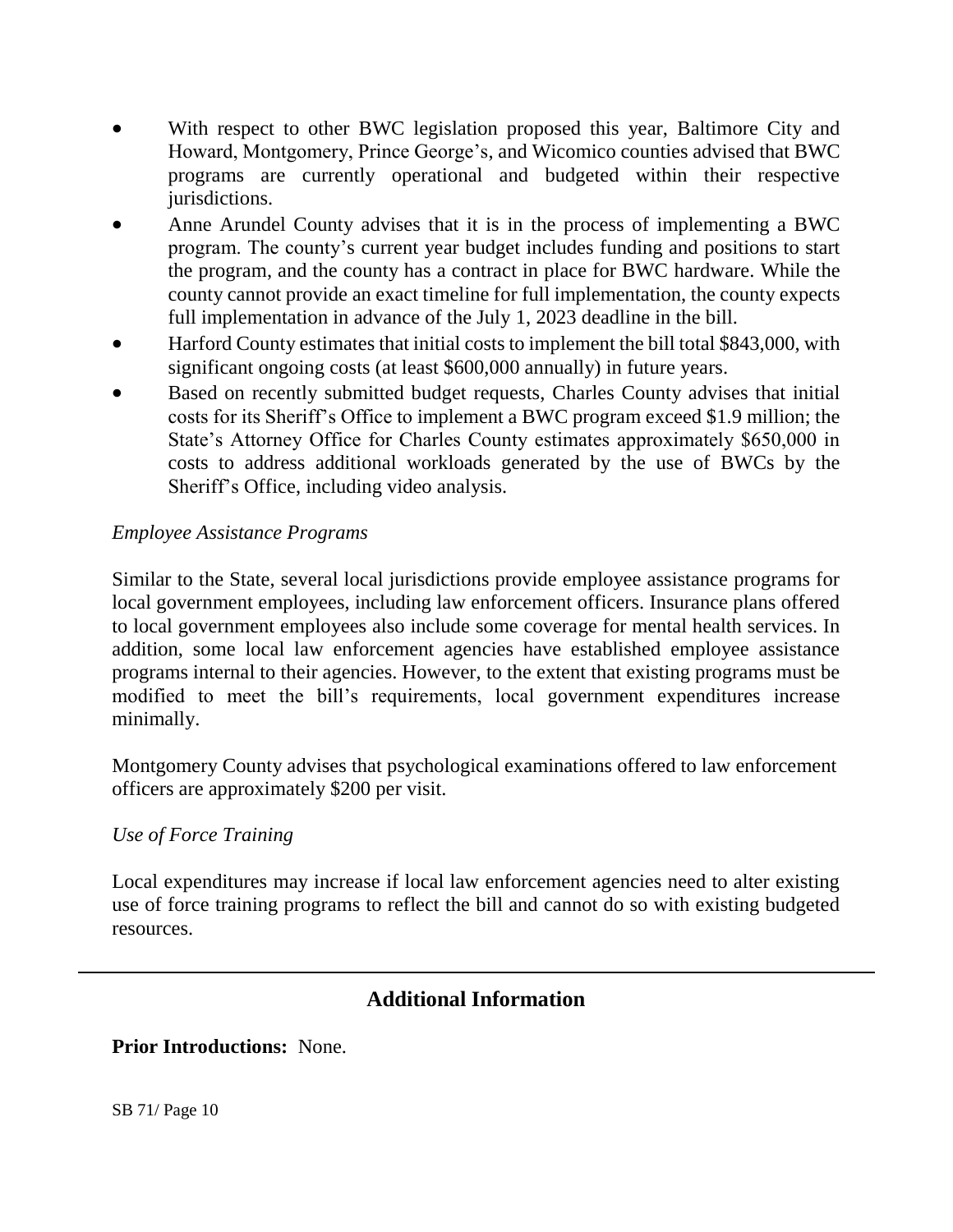- With respect to other BWC legislation proposed this year, Baltimore City and Howard, Montgomery, Prince George's, and Wicomico counties advised that BWC programs are currently operational and budgeted within their respective jurisdictions.
- Anne Arundel County advises that it is in the process of implementing a BWC program. The county's current year budget includes funding and positions to start the program, and the county has a contract in place for BWC hardware. While the county cannot provide an exact timeline for full implementation, the county expects full implementation in advance of the July 1, 2023 deadline in the bill.
- Harford County estimates that initial costs to implement the bill total $843,000, with significant ongoing costs (at least $600,000 annually) in future years.
- Based on recently submitted budget requests, Charles County advises that initial costs for its Sheriff's Office to implement a BWC program exceed $1.9 million; the State's Attorney Office for Charles County estimates approximately $650,000 in costs to address additional workloads generated by the use of BWCs by the Sheriff's Office, including video analysis.

*Employee Assistance Programs*

Similar to the State, several local jurisdictions provide employee assistance programs for local government employees, including law enforcement officers. Insurance plans offered to local government employees also include some coverage for mental health services. In addition, some local law enforcement agencies have established employee assistance programs internal to their agencies. However, to the extent that existing programs must be modified to meet the bill's requirements, local government expenditures increase minimally.

Montgomery County advises that psychological examinations offered to law enforcement officers are approximately $200 per visit.

*Use of Force Training*

Local expenditures may increase if local law enforcement agencies need to alter existing use of force training programs to reflect the bill and cannot do so with existing budgeted resources.

---

## Additional Information

**Prior Introductions:** None.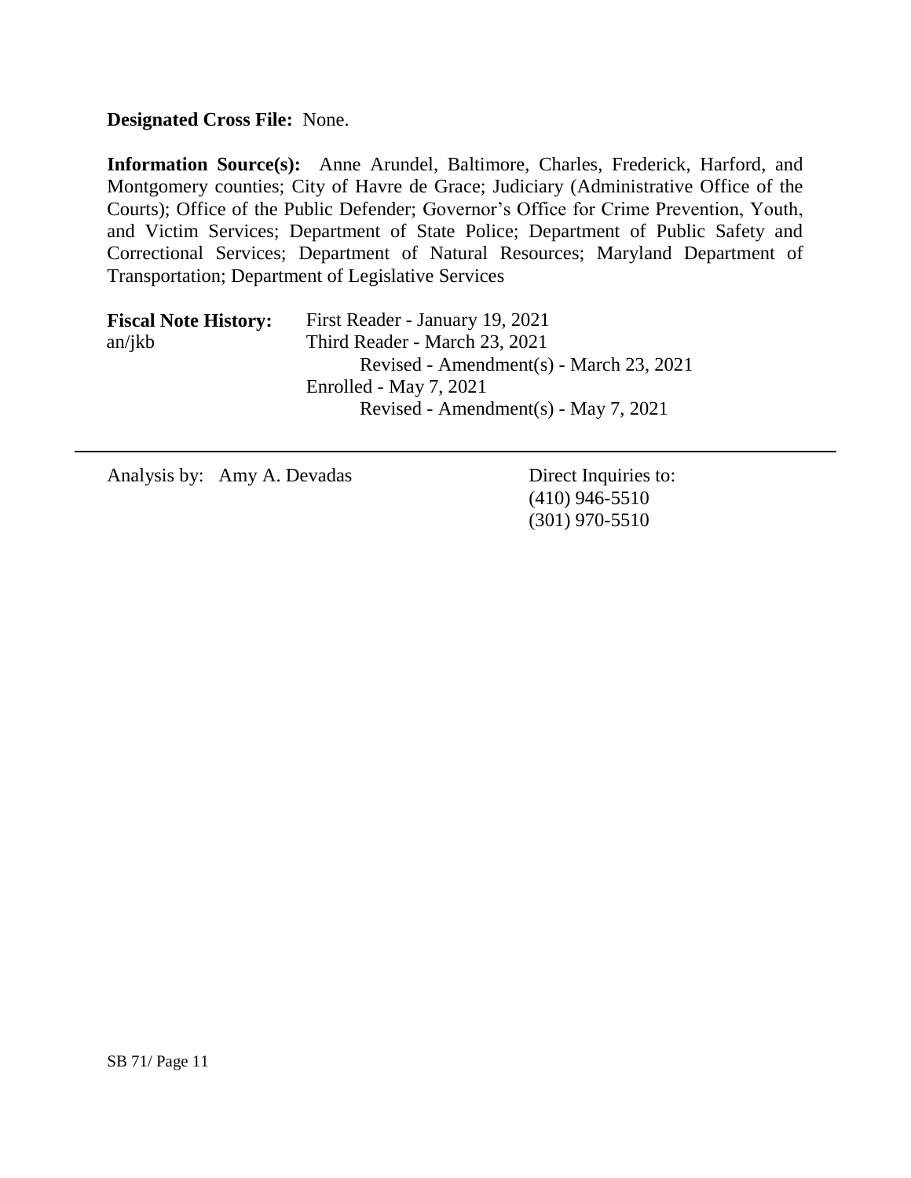**Designated Cross File:** None.

**Information Source(s):** Anne Arundel, Baltimore, Charles, Frederick, Harford, and Montgomery counties; City of Havre de Grace; Judiciary (Administrative Office of the Courts); Office of the Public Defender; Governor's Office for Crime Prevention, Youth, and Victim Services; Department of State Police; Department of Public Safety and Correctional Services; Department of Natural Resources; Maryland Department of Transportation; Department of Legislative Services

**Fiscal Note History:** First Reader - January 19, 2021
an/jkb Third Reader - March 23, 2021
Revised - Amendment(s) - March 23, 2021
Enrolled - May 7, 2021
Revised - Amendment(s) - May 7, 2021

---

Analysis by: Amy A. Devadas

Direct Inquiries to:
(410) 946-5510
(301) 970-5510